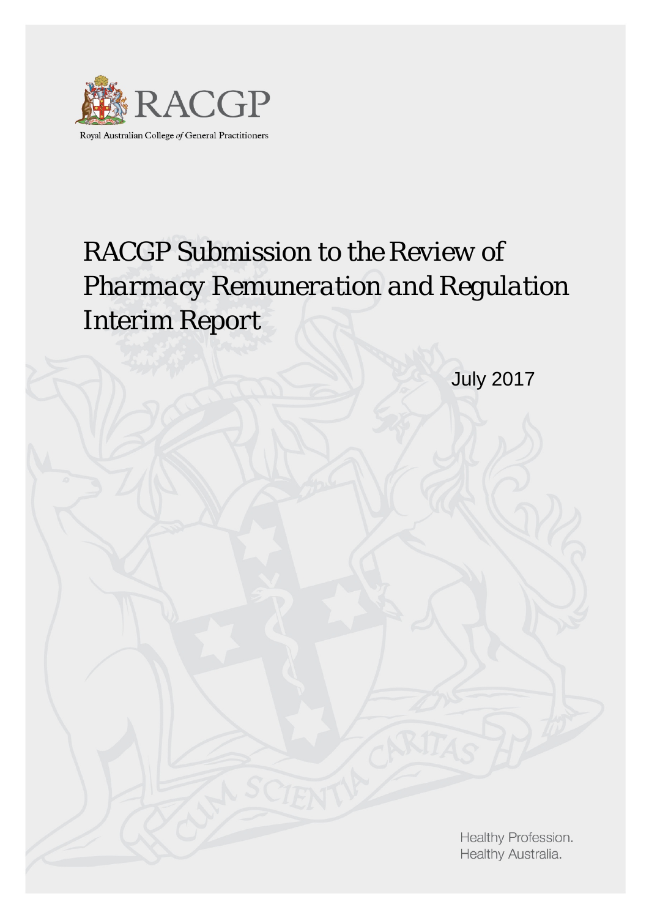RACGP

Royal Australian College *of* General Practitioners

# RACGP Submission to the Review of *Pharmacy Remuneration and Regulation* Interim Report

July 2017

Healthy Profession.
Healthy Australia.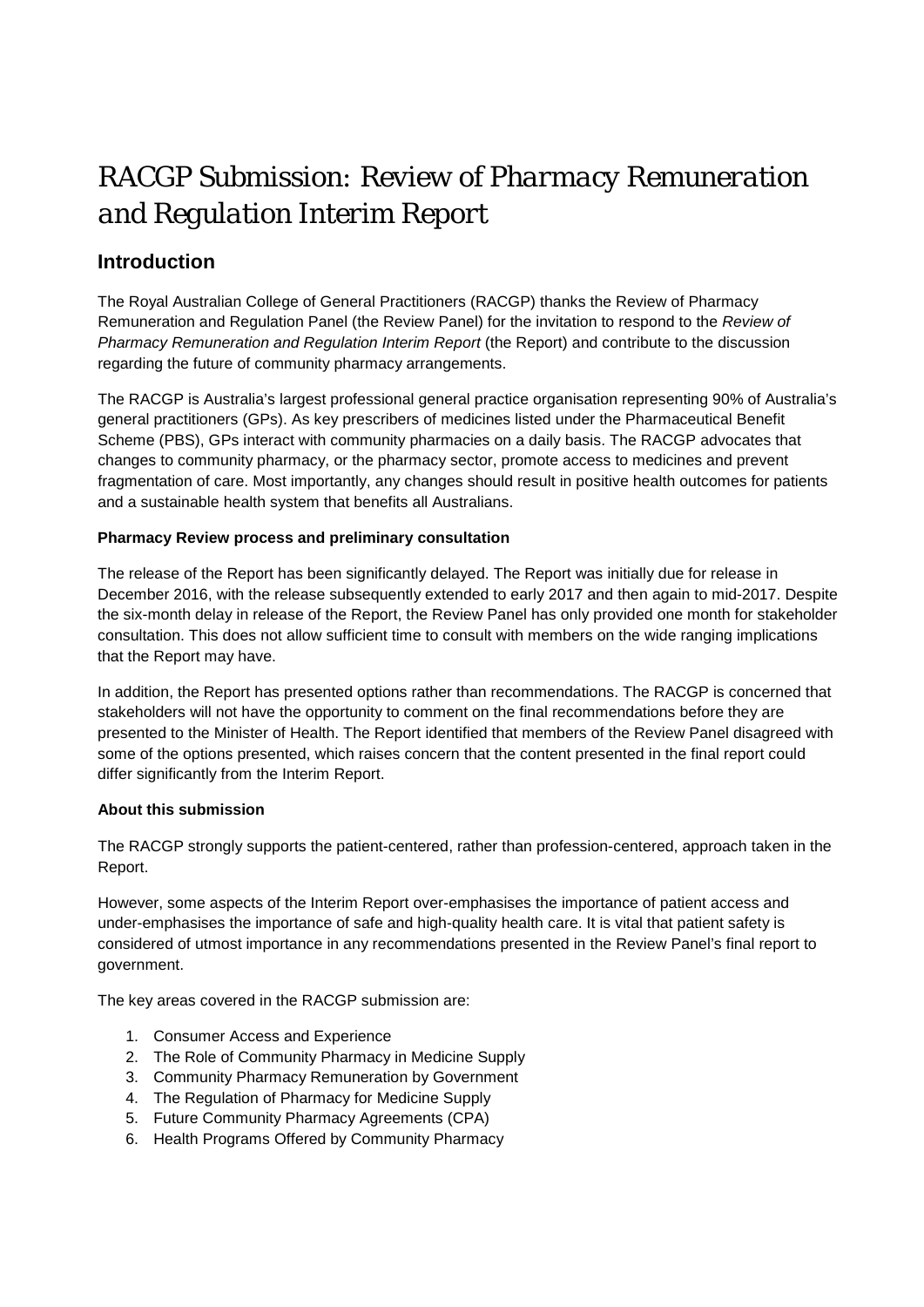# RACGP Submission: *Review of Pharmacy Remuneration and Regulation Interim Report*

## Introduction

The Royal Australian College of General Practitioners (RACGP) thanks the Review of Pharmacy Remuneration and Regulation Panel (the Review Panel) for the invitation to respond to the *Review of Pharmacy Remuneration and Regulation Interim Report* (the Report) and contribute to the discussion regarding the future of community pharmacy arrangements.

The RACGP is Australia's largest professional general practice organisation representing 90% of Australia's general practitioners (GPs). As key prescribers of medicines listed under the Pharmaceutical Benefit Scheme (PBS), GPs interact with community pharmacies on a daily basis. The RACGP advocates that changes to community pharmacy, or the pharmacy sector, promote access to medicines and prevent fragmentation of care. Most importantly, any changes should result in positive health outcomes for patients and a sustainable health system that benefits all Australians.

**Pharmacy Review process and preliminary consultation**

The release of the Report has been significantly delayed. The Report was initially due for release in December 2016, with the release subsequently extended to early 2017 and then again to mid-2017. Despite the six-month delay in release of the Report, the Review Panel has only provided one month for stakeholder consultation. This does not allow sufficient time to consult with members on the wide ranging implications that the Report may have.

In addition, the Report has presented options rather than recommendations. The RACGP is concerned that stakeholders will not have the opportunity to comment on the final recommendations before they are presented to the Minister of Health. The Report identified that members of the Review Panel disagreed with some of the options presented, which raises concern that the content presented in the final report could differ significantly from the Interim Report.

**About this submission**

The RACGP strongly supports the patient-centered, rather than profession-centered, approach taken in the Report.

However, some aspects of the Interim Report over-emphasises the importance of patient access and under-emphasises the importance of safe and high-quality health care. It is vital that patient safety is considered of utmost importance in any recommendations presented in the Review Panel's final report to government.

The key areas covered in the RACGP submission are:

1. Consumer Access and Experience
2. The Role of Community Pharmacy in Medicine Supply
3. Community Pharmacy Remuneration by Government
4. The Regulation of Pharmacy for Medicine Supply
5. Future Community Pharmacy Agreements (CPA)
6. Health Programs Offered by Community Pharmacy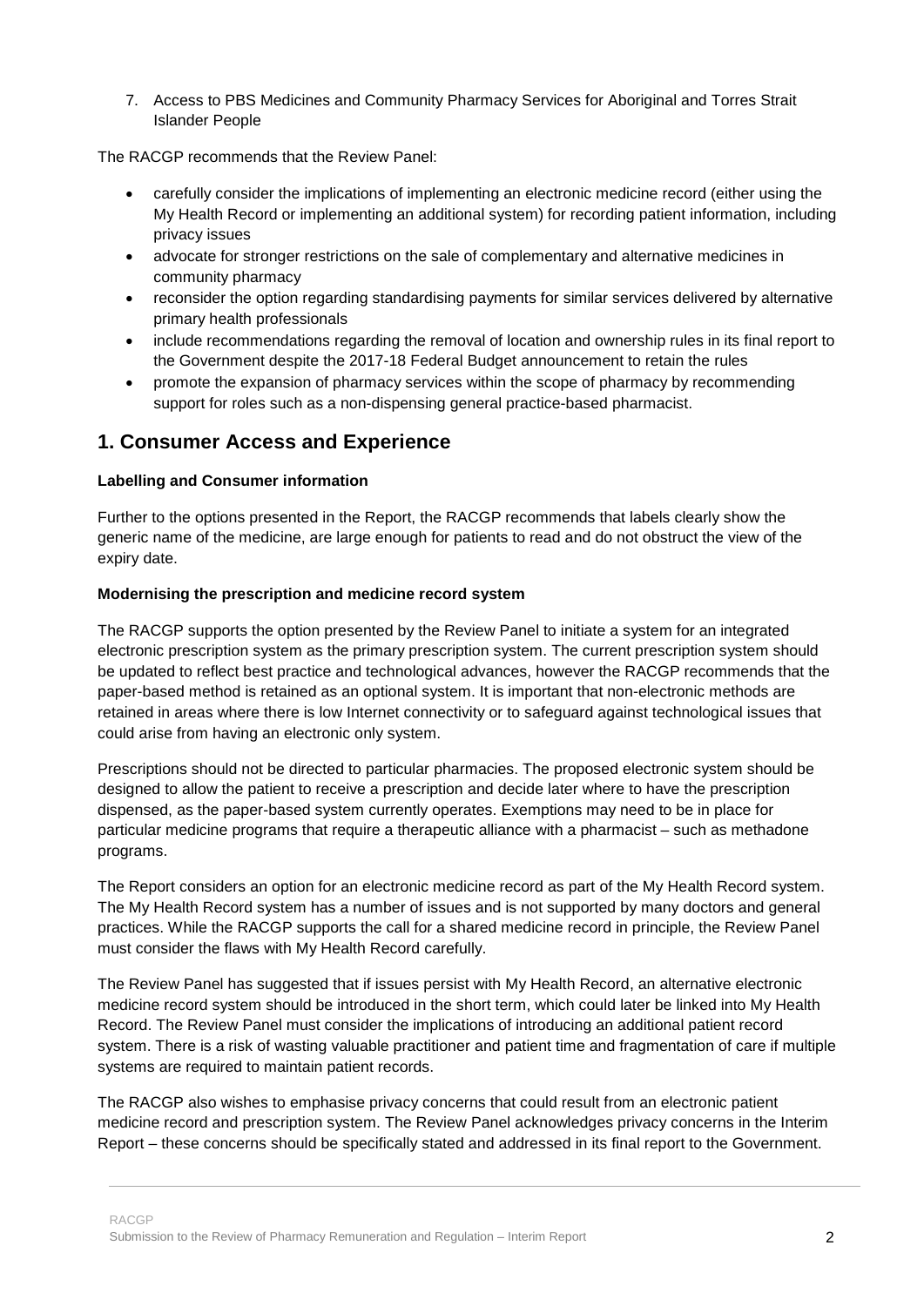7. Access to PBS Medicines and Community Pharmacy Services for Aboriginal and Torres Strait Islander People

The RACGP recommends that the Review Panel:

- carefully consider the implications of implementing an electronic medicine record (either using the My Health Record or implementing an additional system) for recording patient information, including privacy issues
- advocate for stronger restrictions on the sale of complementary and alternative medicines in community pharmacy
- reconsider the option regarding standardising payments for similar services delivered by alternative primary health professionals
- include recommendations regarding the removal of location and ownership rules in its final report to the Government despite the 2017-18 Federal Budget announcement to retain the rules
- promote the expansion of pharmacy services within the scope of pharmacy by recommending support for roles such as a non-dispensing general practice-based pharmacist.

## 1. Consumer Access and Experience

**Labelling and Consumer information**

Further to the options presented in the Report, the RACGP recommends that labels clearly show the generic name of the medicine, are large enough for patients to read and do not obstruct the view of the expiry date.

**Modernising the prescription and medicine record system**

The RACGP supports the option presented by the Review Panel to initiate a system for an integrated electronic prescription system as the primary prescription system. The current prescription system should be updated to reflect best practice and technological advances, however the RACGP recommends that the paper-based method is retained as an optional system. It is important that non-electronic methods are retained in areas where there is low Internet connectivity or to safeguard against technological issues that could arise from having an electronic only system.

Prescriptions should not be directed to particular pharmacies. The proposed electronic system should be designed to allow the patient to receive a prescription and decide later where to have the prescription dispensed, as the paper-based system currently operates. Exemptions may need to be in place for particular medicine programs that require a therapeutic alliance with a pharmacist – such as methadone programs.

The Report considers an option for an electronic medicine record as part of the My Health Record system. The My Health Record system has a number of issues and is not supported by many doctors and general practices. While the RACGP supports the call for a shared medicine record in principle, the Review Panel must consider the flaws with My Health Record carefully.

The Review Panel has suggested that if issues persist with My Health Record, an alternative electronic medicine record system should be introduced in the short term, which could later be linked into My Health Record. The Review Panel must consider the implications of introducing an additional patient record system. There is a risk of wasting valuable practitioner and patient time and fragmentation of care if multiple systems are required to maintain patient records.

The RACGP also wishes to emphasise privacy concerns that could result from an electronic patient medicine record and prescription system. The Review Panel acknowledges privacy concerns in the Interim Report – these concerns should be specifically stated and addressed in its final report to the Government.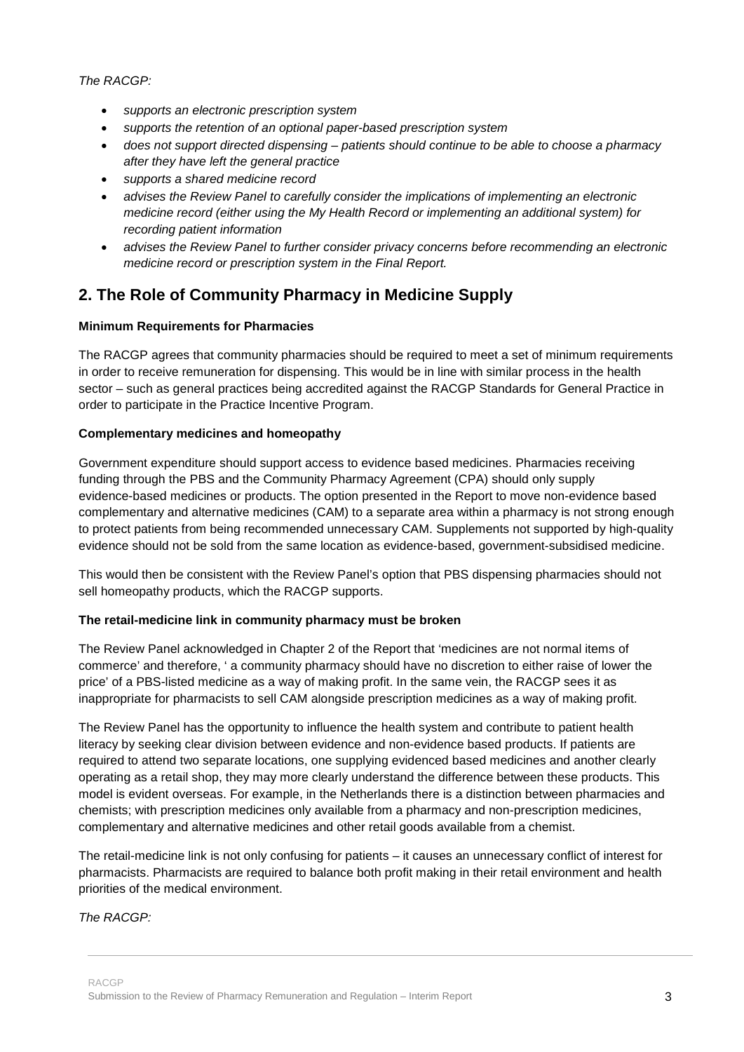*The RACGP:*

- *supports an electronic prescription system*
- *supports the retention of an optional paper-based prescription system*
- *does not support directed dispensing – patients should continue to be able to choose a pharmacy after they have left the general practice*
- *supports a shared medicine record*
- *advises the Review Panel to carefully consider the implications of implementing an electronic medicine record (either using the My Health Record or implementing an additional system) for recording patient information*
- *advises the Review Panel to further consider privacy concerns before recommending an electronic medicine record or prescription system in the Final Report.*

## 2. The Role of Community Pharmacy in Medicine Supply

**Minimum Requirements for Pharmacies**

The RACGP agrees that community pharmacies should be required to meet a set of minimum requirements in order to receive remuneration for dispensing. This would be in line with similar process in the health sector – such as general practices being accredited against the RACGP Standards for General Practice in order to participate in the Practice Incentive Program.

**Complementary medicines and homeopathy**

Government expenditure should support access to evidence based medicines. Pharmacies receiving funding through the PBS and the Community Pharmacy Agreement (CPA) should only supply evidence-based medicines or products. The option presented in the Report to move non-evidence based complementary and alternative medicines (CAM) to a separate area within a pharmacy is not strong enough to protect patients from being recommended unnecessary CAM. Supplements not supported by high-quality evidence should not be sold from the same location as evidence-based, government-subsidised medicine.

This would then be consistent with the Review Panel's option that PBS dispensing pharmacies should not sell homeopathy products, which the RACGP supports.

**The retail-medicine link in community pharmacy must be broken**

The Review Panel acknowledged in Chapter 2 of the Report that 'medicines are not normal items of commerce' and therefore, ' a community pharmacy should have no discretion to either raise of lower the price' of a PBS-listed medicine as a way of making profit. In the same vein, the RACGP sees it as inappropriate for pharmacists to sell CAM alongside prescription medicines as a way of making profit.

The Review Panel has the opportunity to influence the health system and contribute to patient health literacy by seeking clear division between evidence and non-evidence based products. If patients are required to attend two separate locations, one supplying evidenced based medicines and another clearly operating as a retail shop, they may more clearly understand the difference between these products. This model is evident overseas. For example, in the Netherlands there is a distinction between pharmacies and chemists; with prescription medicines only available from a pharmacy and non-prescription medicines, complementary and alternative medicines and other retail goods available from a chemist.

The retail-medicine link is not only confusing for patients – it causes an unnecessary conflict of interest for pharmacists. Pharmacists are required to balance both profit making in their retail environment and health priorities of the medical environment.

*The RACGP:*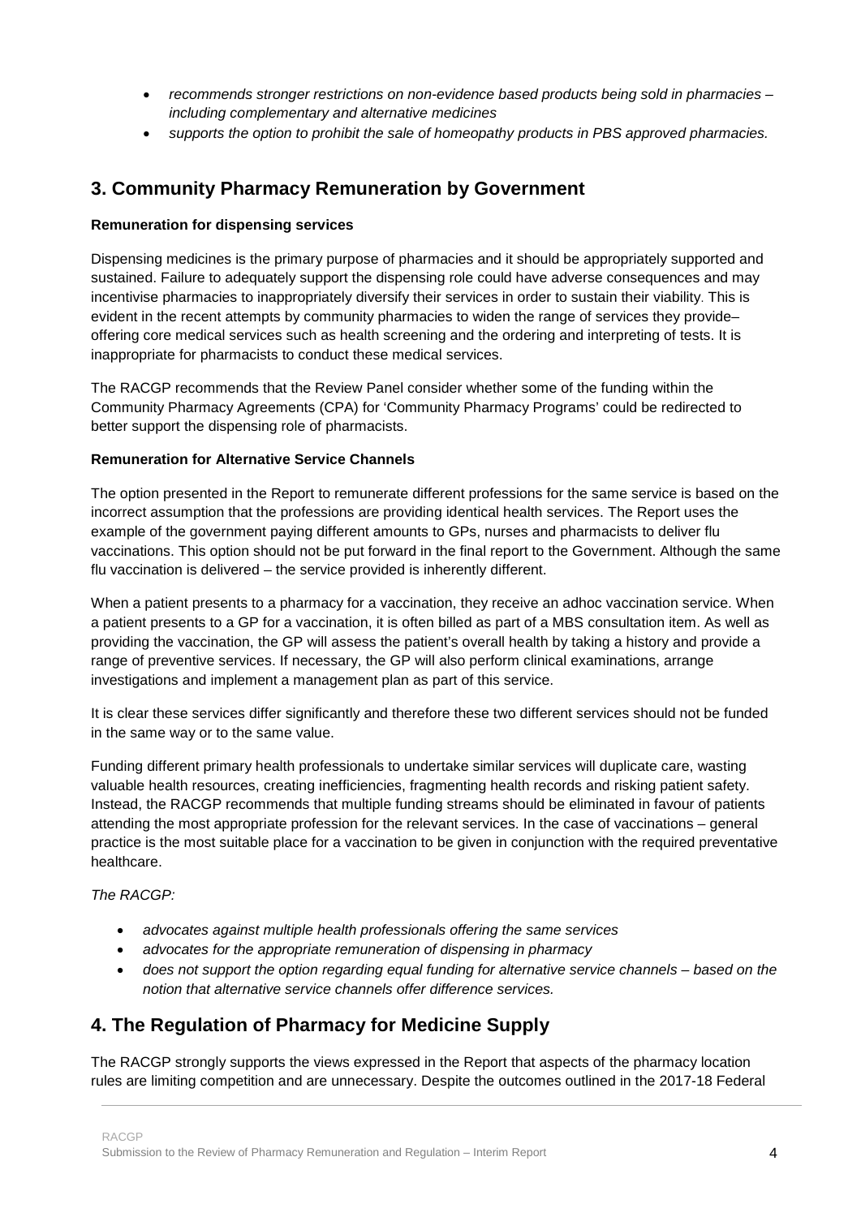- *recommends stronger restrictions on non-evidence based products being sold in pharmacies – including complementary and alternative medicines*
- *supports the option to prohibit the sale of homeopathy products in PBS approved pharmacies.*

## 3. Community Pharmacy Remuneration by Government

**Remuneration for dispensing services**

Dispensing medicines is the primary purpose of pharmacies and it should be appropriately supported and sustained. Failure to adequately support the dispensing role could have adverse consequences and may incentivise pharmacies to inappropriately diversify their services in order to sustain their viability. This is evident in the recent attempts by community pharmacies to widen the range of services they provide– offering core medical services such as health screening and the ordering and interpreting of tests. It is inappropriate for pharmacists to conduct these medical services.

The RACGP recommends that the Review Panel consider whether some of the funding within the Community Pharmacy Agreements (CPA) for 'Community Pharmacy Programs' could be redirected to better support the dispensing role of pharmacists.

**Remuneration for Alternative Service Channels**

The option presented in the Report to remunerate different professions for the same service is based on the incorrect assumption that the professions are providing identical health services. The Report uses the example of the government paying different amounts to GPs, nurses and pharmacists to deliver flu vaccinations. This option should not be put forward in the final report to the Government. Although the same flu vaccination is delivered – the service provided is inherently different.

When a patient presents to a pharmacy for a vaccination, they receive an adhoc vaccination service. When a patient presents to a GP for a vaccination, it is often billed as part of a MBS consultation item. As well as providing the vaccination, the GP will assess the patient's overall health by taking a history and provide a range of preventive services. If necessary, the GP will also perform clinical examinations, arrange investigations and implement a management plan as part of this service.

It is clear these services differ significantly and therefore these two different services should not be funded in the same way or to the same value.

Funding different primary health professionals to undertake similar services will duplicate care, wasting valuable health resources, creating inefficiencies, fragmenting health records and risking patient safety. Instead, the RACGP recommends that multiple funding streams should be eliminated in favour of patients attending the most appropriate profession for the relevant services. In the case of vaccinations – general practice is the most suitable place for a vaccination to be given in conjunction with the required preventative healthcare.

*The RACGP:*

- *advocates against multiple health professionals offering the same services*
- *advocates for the appropriate remuneration of dispensing in pharmacy*
- *does not support the option regarding equal funding for alternative service channels – based on the notion that alternative service channels offer difference services.*

## 4. The Regulation of Pharmacy for Medicine Supply

The RACGP strongly supports the views expressed in the Report that aspects of the pharmacy location rules are limiting competition and are unnecessary. Despite the outcomes outlined in the 2017-18 Federal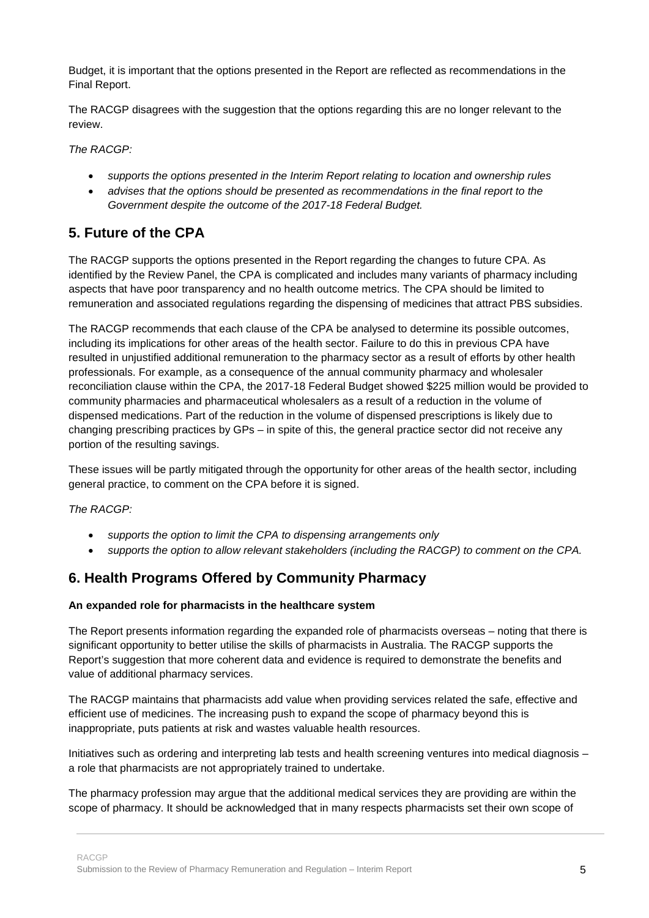Budget, it is important that the options presented in the Report are reflected as recommendations in the Final Report.

The RACGP disagrees with the suggestion that the options regarding this are no longer relevant to the review.

*The RACGP:*

- *supports the options presented in the Interim Report relating to location and ownership rules*
- *advises that the options should be presented as recommendations in the final report to the Government despite the outcome of the 2017-18 Federal Budget.*

## 5. Future of the CPA

The RACGP supports the options presented in the Report regarding the changes to future CPA. As identified by the Review Panel, the CPA is complicated and includes many variants of pharmacy including aspects that have poor transparency and no health outcome metrics. The CPA should be limited to remuneration and associated regulations regarding the dispensing of medicines that attract PBS subsidies.

The RACGP recommends that each clause of the CPA be analysed to determine its possible outcomes, including its implications for other areas of the health sector. Failure to do this in previous CPA have resulted in unjustified additional remuneration to the pharmacy sector as a result of efforts by other health professionals. For example, as a consequence of the annual community pharmacy and wholesaler reconciliation clause within the CPA, the 2017-18 Federal Budget showed $225 million would be provided to community pharmacies and pharmaceutical wholesalers as a result of a reduction in the volume of dispensed medications. Part of the reduction in the volume of dispensed prescriptions is likely due to changing prescribing practices by GPs – in spite of this, the general practice sector did not receive any portion of the resulting savings.

These issues will be partly mitigated through the opportunity for other areas of the health sector, including general practice, to comment on the CPA before it is signed.

*The RACGP:*

- *supports the option to limit the CPA to dispensing arrangements only*
- *supports the option to allow relevant stakeholders (including the RACGP) to comment on the CPA.*

## 6. Health Programs Offered by Community Pharmacy

**An expanded role for pharmacists in the healthcare system**

The Report presents information regarding the expanded role of pharmacists overseas – noting that there is significant opportunity to better utilise the skills of pharmacists in Australia. The RACGP supports the Report's suggestion that more coherent data and evidence is required to demonstrate the benefits and value of additional pharmacy services.

The RACGP maintains that pharmacists add value when providing services related the safe, effective and efficient use of medicines. The increasing push to expand the scope of pharmacy beyond this is inappropriate, puts patients at risk and wastes valuable health resources.

Initiatives such as ordering and interpreting lab tests and health screening ventures into medical diagnosis – a role that pharmacists are not appropriately trained to undertake.

The pharmacy profession may argue that the additional medical services they are providing are within the scope of pharmacy. It should be acknowledged that in many respects pharmacists set their own scope of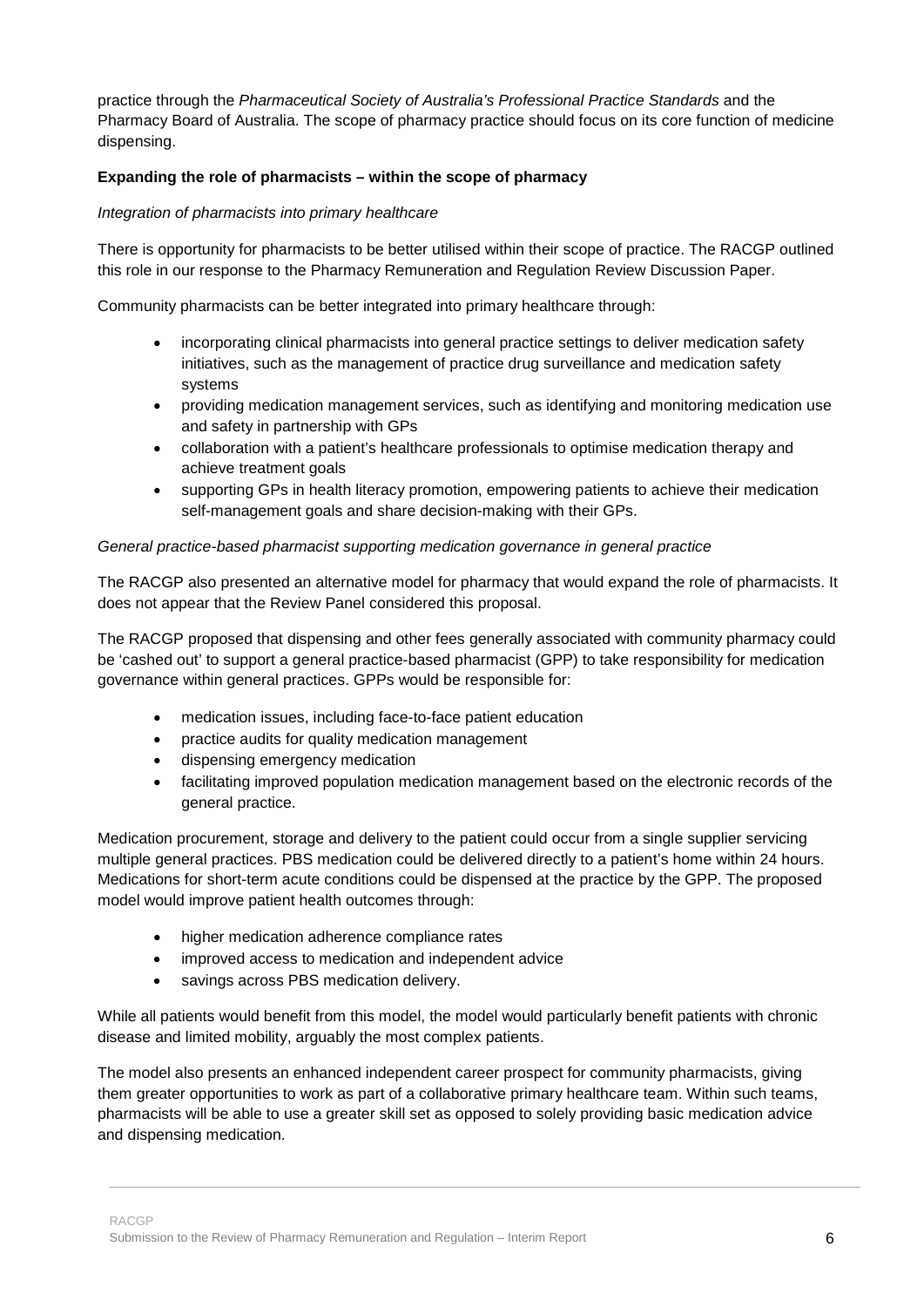practice through the *Pharmaceutical Society of Australia's Professional Practice Standards* and the Pharmacy Board of Australia. The scope of pharmacy practice should focus on its core function of medicine dispensing.

**Expanding the role of pharmacists – within the scope of pharmacy**

*Integration of pharmacists into primary healthcare*

There is opportunity for pharmacists to be better utilised within their scope of practice. The RACGP outlined this role in our response to the Pharmacy Remuneration and Regulation Review Discussion Paper.

Community pharmacists can be better integrated into primary healthcare through:

- incorporating clinical pharmacists into general practice settings to deliver medication safety initiatives, such as the management of practice drug surveillance and medication safety systems
- providing medication management services, such as identifying and monitoring medication use and safety in partnership with GPs
- collaboration with a patient's healthcare professionals to optimise medication therapy and achieve treatment goals
- supporting GPs in health literacy promotion, empowering patients to achieve their medication self-management goals and share decision-making with their GPs.

*General practice-based pharmacist supporting medication governance in general practice*

The RACGP also presented an alternative model for pharmacy that would expand the role of pharmacists. It does not appear that the Review Panel considered this proposal.

The RACGP proposed that dispensing and other fees generally associated with community pharmacy could be 'cashed out' to support a general practice-based pharmacist (GPP) to take responsibility for medication governance within general practices. GPPs would be responsible for:

- medication issues, including face-to-face patient education
- practice audits for quality medication management
- dispensing emergency medication
- facilitating improved population medication management based on the electronic records of the general practice.

Medication procurement, storage and delivery to the patient could occur from a single supplier servicing multiple general practices. PBS medication could be delivered directly to a patient's home within 24 hours. Medications for short-term acute conditions could be dispensed at the practice by the GPP. The proposed model would improve patient health outcomes through:

- higher medication adherence compliance rates
- improved access to medication and independent advice
- savings across PBS medication delivery.

While all patients would benefit from this model, the model would particularly benefit patients with chronic disease and limited mobility, arguably the most complex patients.

The model also presents an enhanced independent career prospect for community pharmacists, giving them greater opportunities to work as part of a collaborative primary healthcare team. Within such teams, pharmacists will be able to use a greater skill set as opposed to solely providing basic medication advice and dispensing medication.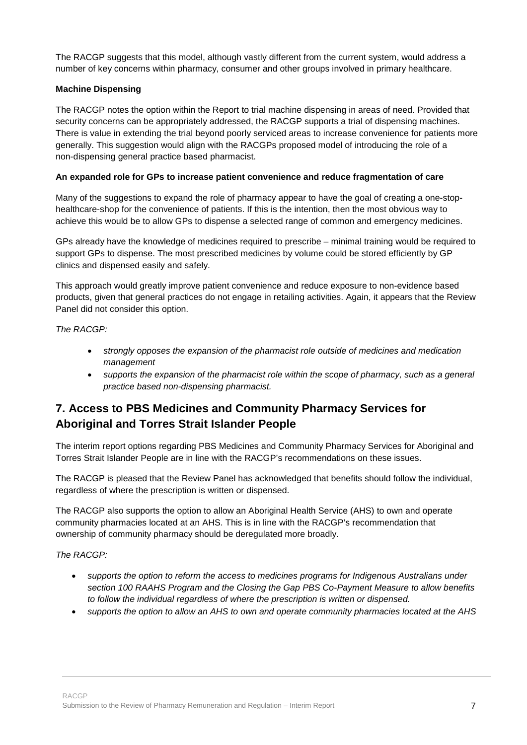The RACGP suggests that this model, although vastly different from the current system, would address a number of key concerns within pharmacy, consumer and other groups involved in primary healthcare.

**Machine Dispensing**

The RACGP notes the option within the Report to trial machine dispensing in areas of need. Provided that security concerns can be appropriately addressed, the RACGP supports a trial of dispensing machines. There is value in extending the trial beyond poorly serviced areas to increase convenience for patients more generally. This suggestion would align with the RACGPs proposed model of introducing the role of a non-dispensing general practice based pharmacist.

**An expanded role for GPs to increase patient convenience and reduce fragmentation of care**

Many of the suggestions to expand the role of pharmacy appear to have the goal of creating a one-stop-healthcare-shop for the convenience of patients. If this is the intention, then the most obvious way to achieve this would be to allow GPs to dispense a selected range of common and emergency medicines.

GPs already have the knowledge of medicines required to prescribe – minimal training would be required to support GPs to dispense. The most prescribed medicines by volume could be stored efficiently by GP clinics and dispensed easily and safely.

This approach would greatly improve patient convenience and reduce exposure to non-evidence based products, given that general practices do not engage in retailing activities. Again, it appears that the Review Panel did not consider this option.

*The RACGP:*

- *strongly opposes the expansion of the pharmacist role outside of medicines and medication management*
- *supports the expansion of the pharmacist role within the scope of pharmacy, such as a general practice based non-dispensing pharmacist.*

## 7. Access to PBS Medicines and Community Pharmacy Services for Aboriginal and Torres Strait Islander People

The interim report options regarding PBS Medicines and Community Pharmacy Services for Aboriginal and Torres Strait Islander People are in line with the RACGP's recommendations on these issues.

The RACGP is pleased that the Review Panel has acknowledged that benefits should follow the individual, regardless of where the prescription is written or dispensed.

The RACGP also supports the option to allow an Aboriginal Health Service (AHS) to own and operate community pharmacies located at an AHS. This is in line with the RACGP's recommendation that ownership of community pharmacy should be deregulated more broadly.

*The RACGP:*

- *supports the option to reform the access to medicines programs for Indigenous Australians under section 100 RAAHS Program and the Closing the Gap PBS Co-Payment Measure to allow benefits to follow the individual regardless of where the prescription is written or dispensed.*
- *supports the option to allow an AHS to own and operate community pharmacies located at the AHS*